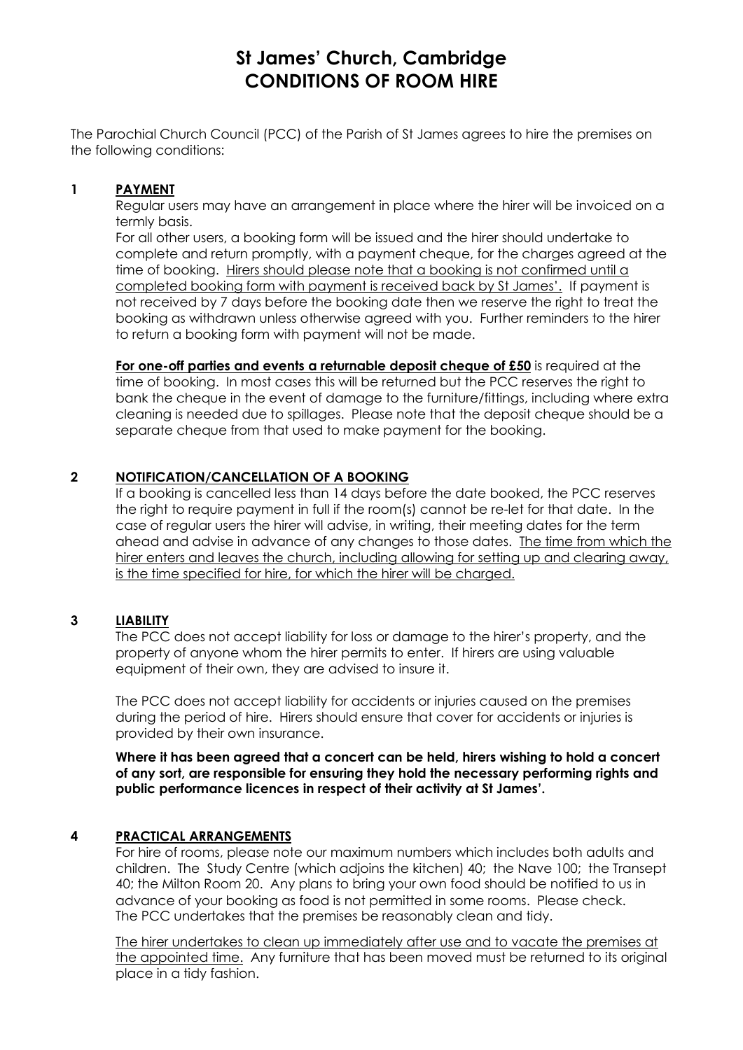# St James' Church, Cambridge
# CONDITIONS OF ROOM HIRE

The Parochial Church Council (PCC) of the Parish of St James agrees to hire the premises on the following conditions:

## 1 PAYMENT

Regular users may have an arrangement in place where the hirer will be invoiced on a termly basis.

For all other users, a booking form will be issued and the hirer should undertake to complete and return promptly, with a payment cheque, for the charges agreed at the time of booking. <u>Hirers should please note that a booking is not confirmed until a completed booking form with payment is received back by St James'.</u> If payment is not received by 7 days before the booking date then we reserve the right to treat the booking as withdrawn unless otherwise agreed with you. Further reminders to the hirer to return a booking form with payment will not be made.

**<u>For one-off parties and events a returnable deposit cheque of £50</u>** is required at the time of booking. In most cases this will be returned but the PCC reserves the right to bank the cheque in the event of damage to the furniture/fittings, including where extra cleaning is needed due to spillages. Please note that the deposit cheque should be a separate cheque from that used to make payment for the booking.

## 2 NOTIFICATION/CANCELLATION OF A BOOKING

If a booking is cancelled less than 14 days before the date booked, the PCC reserves the right to require payment in full if the room(s) cannot be re-let for that date. In the case of regular users the hirer will advise, in writing, their meeting dates for the term ahead and advise in advance of any changes to those dates. <u>The time from which the hirer enters and leaves the church, including allowing for setting up and clearing away, is the time specified for hire, for which the hirer will be charged.</u>

## 3 LIABILITY

The PCC does not accept liability for loss or damage to the hirer's property, and the property of anyone whom the hirer permits to enter. If hirers are using valuable equipment of their own, they are advised to insure it.

The PCC does not accept liability for accidents or injuries caused on the premises during the period of hire. Hirers should ensure that cover for accidents or injuries is provided by their own insurance.

**Where it has been agreed that a concert can be held, hirers wishing to hold a concert of any sort, are responsible for ensuring they hold the necessary performing rights and public performance licences in respect of their activity at St James'.**

## 4 PRACTICAL ARRANGEMENTS

For hire of rooms, please note our maximum numbers which includes both adults and children. The Study Centre (which adjoins the kitchen) 40; the Nave 100; the Transept 40; the Milton Room 20. Any plans to bring your own food should be notified to us in advance of your booking as food is not permitted in some rooms. Please check. The PCC undertakes that the premises be reasonably clean and tidy.

<u>The hirer undertakes to clean up immediately after use and to vacate the premises at the appointed time.</u> Any furniture that has been moved must be returned to its original place in a tidy fashion.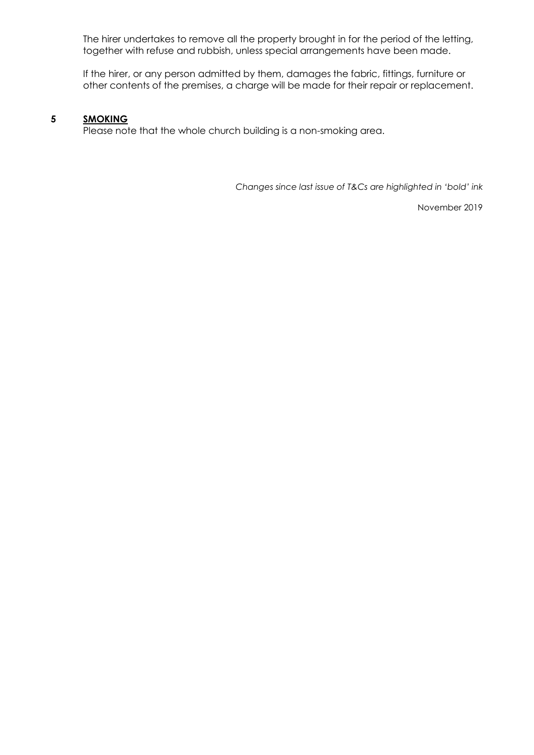The hirer undertakes to remove all the property brought in for the period of the letting, together with refuse and rubbish, unless special arrangements have been made.

If the hirer, or any person admitted by them, damages the fabric, fittings, furniture or other contents of the premises, a charge will be made for their repair or replacement.

## 5 SMOKING

Please note that the whole church building is a non-smoking area.

*Changes since last issue of T&Cs are highlighted in 'bold' ink*

November 2019